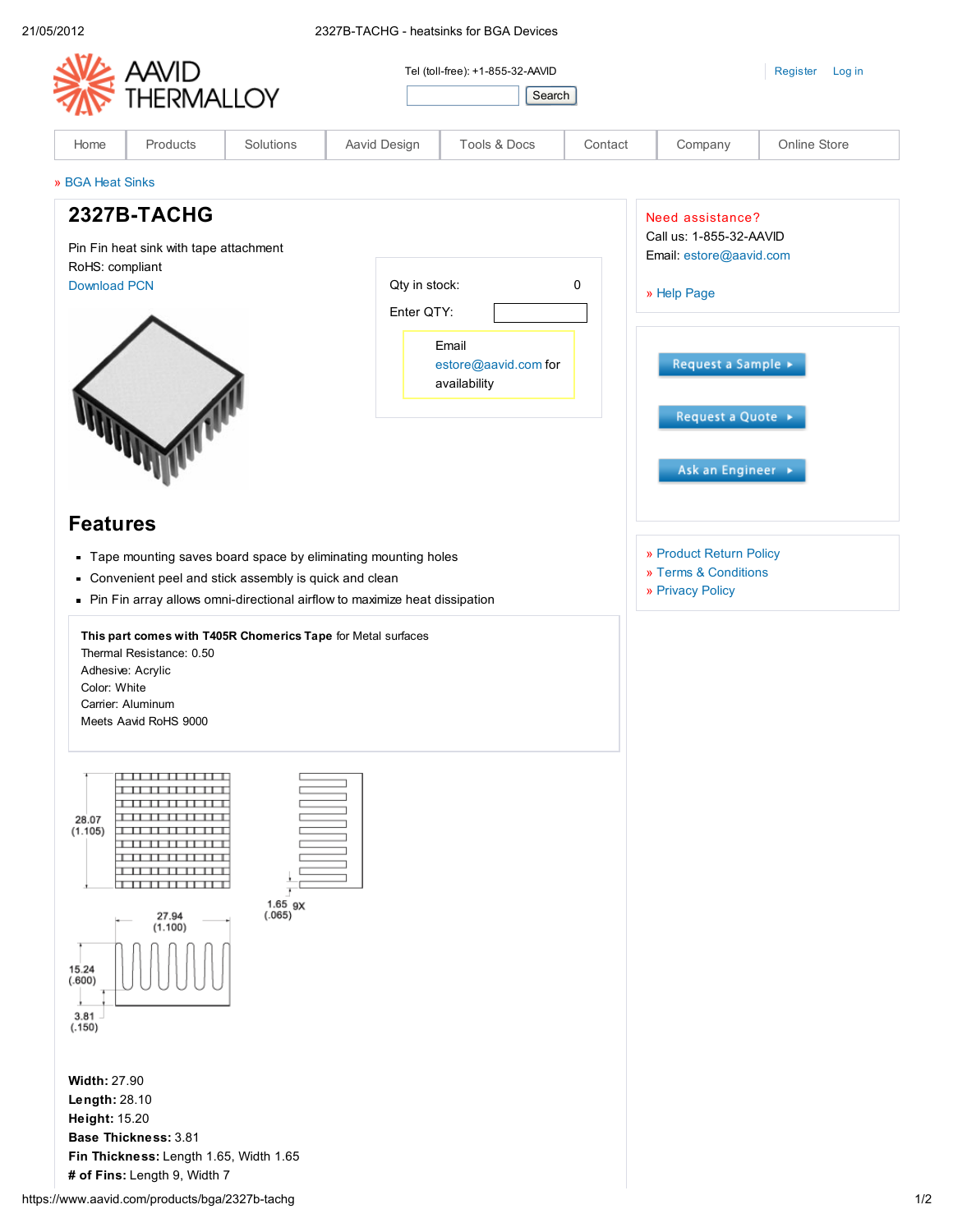Tel (toll-free): +1-855-32-AAVID

Search

Register Log in

Home | Products | Solutions | Aavid Design | Tools & Docs | Contact | Company | Online Store

» BGA Heat Sinks

# 2327B-TACHG

Pin Fin heat sink with tape attachment
RoHS: compliant
Download PCN

Qty in stock: 0
Enter QTY:

Email estore@aavid.com for availability

## Features

- Tape mounting saves board space by eliminating mounting holes
- Convenient peel and stick assembly is quick and clean
- Pin Fin array allows omni-directional airflow to maximize heat dissipation

**This part comes with T405R Chomerics Tape** for Metal surfaces
Thermal Resistance: 0.50
Adhesive: Acrylic
Color: White
Carrier: Aluminum
Meets Aavid RoHS 9000

28.07 (1.105)
27.94 (1.100)
15.24 (.600)
3.81 (.150)
1.65 (.065) 9X

**Width:** 27.90
**Length:** 28.10
**Height:** 15.20
**Base Thickness:** 3.81
**Fin Thickness:** Length 1.65, Width 1.65
**# of Fins:** Length 9, Width 7

Need assistance?
Call us: 1-855-32-AAVID
Email: estore@aavid.com

» Help Page

Request a Sample ▸
Request a Quote ▸
Ask an Engineer ▸

» Product Return Policy
» Terms & Conditions
» Privacy Policy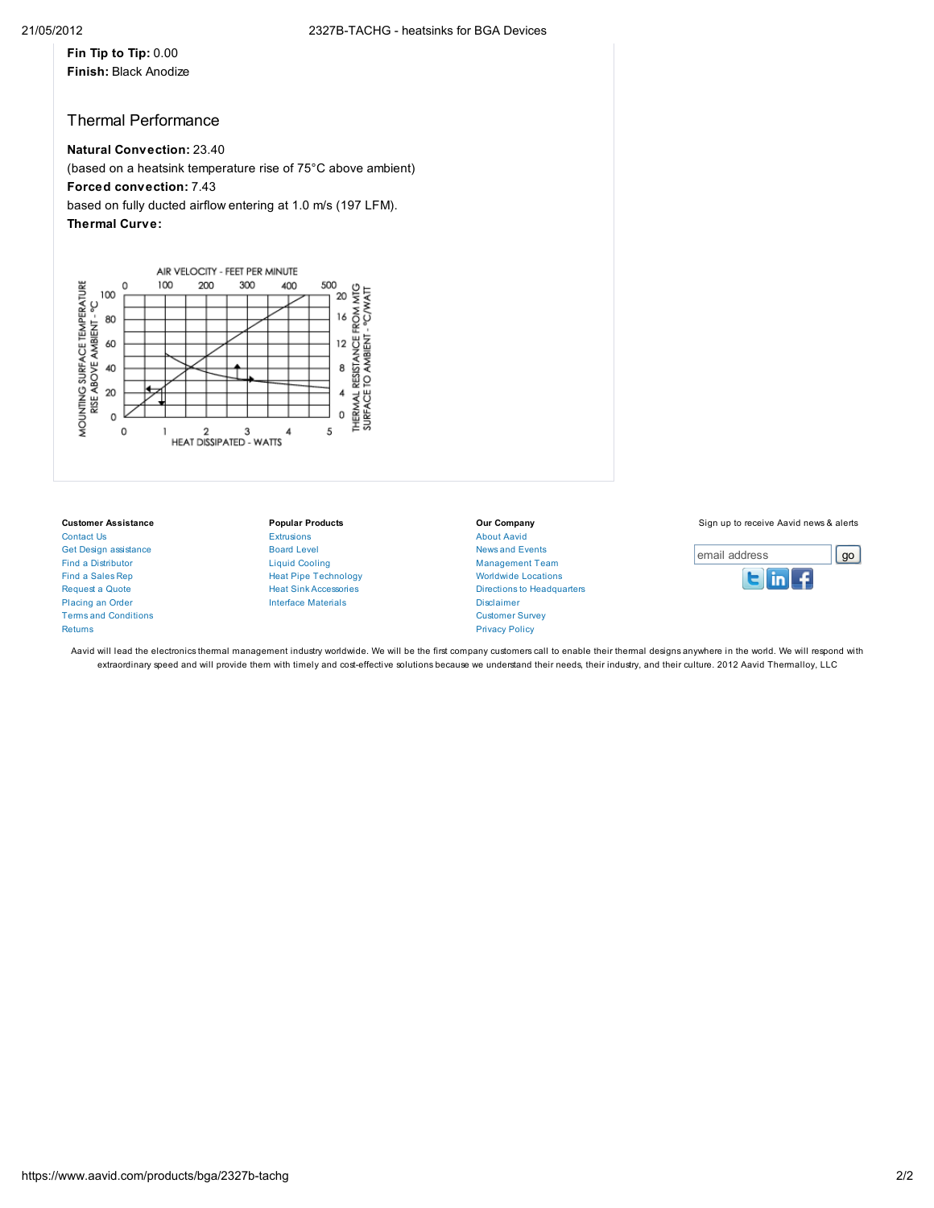**Fin Tip to Tip:** 0.00
**Finish:** Black Anodize

## Thermal Performance

**Natural Convection:** 23.40
(based on a heatsink temperature rise of 75°C above ambient)
**Forced convection:** 7.43
based on fully ducted airflow entering at 1.0 m/s (197 LFM).
**Thermal Curve:**

AIR VELOCITY - FEET PER MINUTE

MOUNTING SURFACE TEMPERATURE RISE ABOVE AMBIENT - °C

THERMAL RESISTANCE FROM MTG SURFACE TO AMBIENT - °C/WATT

HEAT DISSIPATED - WATTS

**Customer Assistance**
Contact Us
Get Design assistance
Find a Distributor
Find a Sales Rep
Request a Quote
Placing an Order
Terms and Conditions
Returns

**Popular Products**
Extrusions
Board Level
Liquid Cooling
Heat Pipe Technology
Heat Sink Accessories
Interface Materials

**Our Company**
About Aavid
News and Events
Management Team
Worldwide Locations
Directions to Headquarters
Disclaimer
Customer Survey
Privacy Policy

Sign up to receive Aavid news & alerts

email address go

Aavid will lead the electronics thermal management industry worldwide. We will be the first company customers call to enable their thermal designs anywhere in the world. We will respond with extraordinary speed and will provide them with timely and cost-effective solutions because we understand their needs, their industry, and their culture. 2012 Aavid Thermalloy, LLC